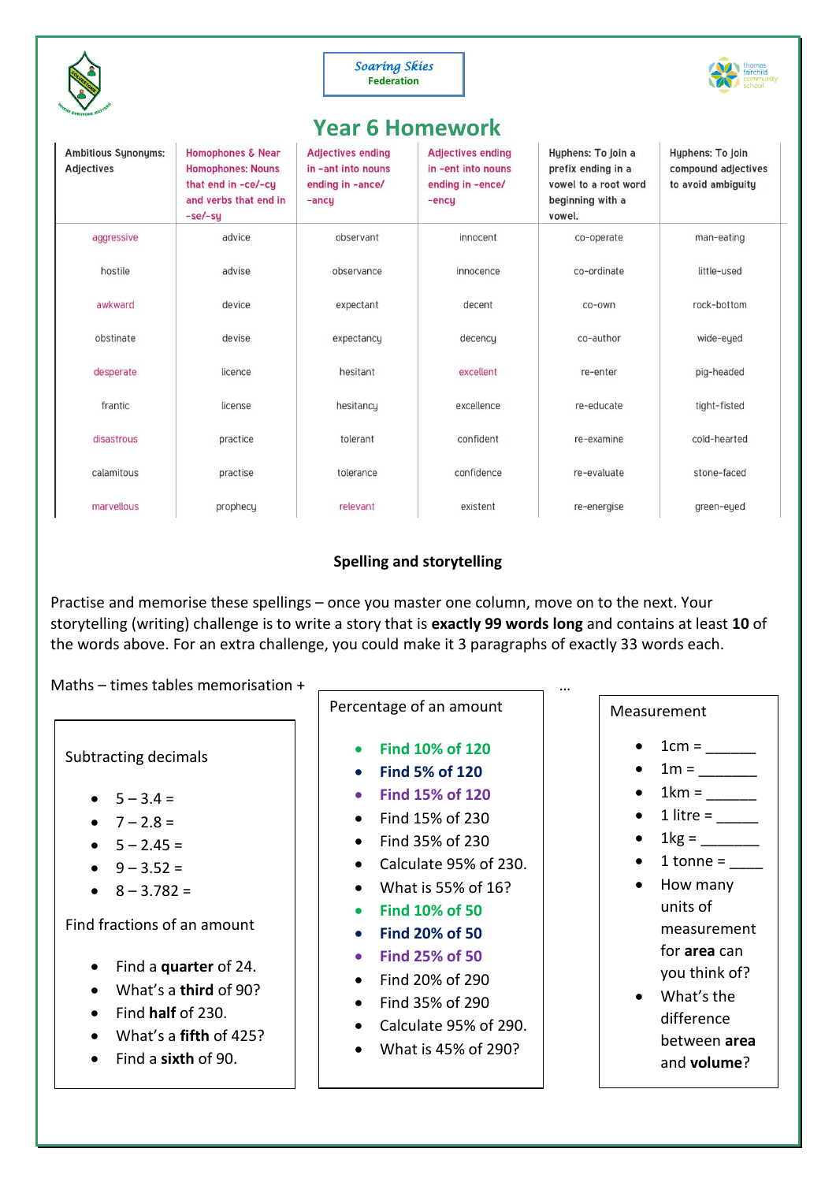Soaring Skies
Federation

# Year 6 Homework

| Ambitious Synonyms: Adjectives | Homophones & Near Homophones: Nouns that end in -ce/-cy and verbs that end in -se/-sy | Adjectives ending in -ant into nouns ending in -ance/-ancy | Adjectives ending in -ent into nouns ending in -ence/-ency | Hyphens: To join a prefix ending in a vowel to a root word beginning with a vowel. | Hyphens: To join compound adjectives to avoid ambiguity |
|---|---|---|---|---|---|
| aggressive | advice | observant | innocent | co-operate | man-eating |
| hostile | advise | observance | innocence | co-ordinate | little-used |
| awkward | device | expectant | decent | co-own | rock-bottom |
| obstinate | devise | expectancy | decency | co-author | wide-eyed |
| desperate | licence | hesitant | excellent | re-enter | pig-headed |
| frantic | license | hesitancy | excellence | re-educate | tight-fisted |
| disastrous | practice | tolerant | confident | re-examine | cold-hearted |
| calamitous | practise | tolerance | confidence | re-evaluate | stone-faced |
| marvellous | prophecy | relevant | existent | re-energise | green-eyed |

## Spelling and storytelling

Practise and memorise these spellings – once you master one column, move on to the next. Your storytelling (writing) challenge is to write a story that is **exactly 99 words long** and contains at least **10** of the words above. For an extra challenge, you could make it 3 paragraphs of exactly 33 words each.

Maths – times tables memorisation + ...

**Subtracting decimals**

- 5 – 3.4 =
- 7 – 2.8 =
- 5 – 2.45 =
- 9 – 3.52 =
- 8 – 3.782 =

**Find fractions of an amount**

- Find a **quarter** of 24.
- What's a **third** of 90?
- Find **half** of 230.
- What's a **fifth** of 425?
- Find a **sixth** of 90.

**Percentage of an amount**

- **Find 10% of 120**
- **Find 5% of 120**
- **Find 15% of 120**
- Find 15% of 230
- Find 35% of 230
- Calculate 95% of 230.
- What is 55% of 16?
- **Find 10% of 50**
- **Find 20% of 50**
- **Find 25% of 50**
- Find 20% of 290
- Find 35% of 290
- Calculate 95% of 290.
- What is 45% of 290?

**Measurement**

- 1cm = ______
- 1m = _______
- 1km = ______
- 1 litre = _____
- 1kg = _______
- 1 tonne = ____
- How many units of measurement for **area** can you think of?
- What's the difference between **area** and **volume**?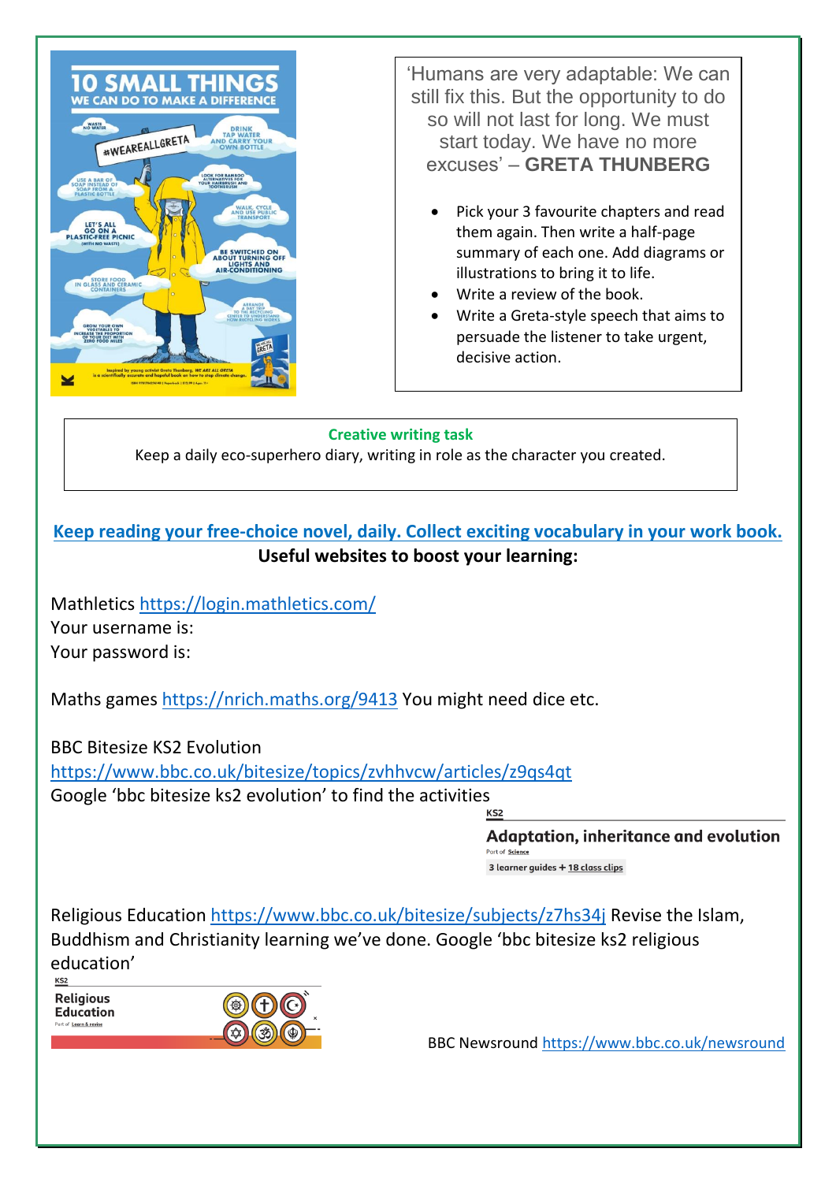‘Humans are very adaptable: We can still fix this. But the opportunity to do so will not last for long. We must start today. We have no more excuses’ – **GRETA THUNBERG**

- Pick your 3 favourite chapters and read them again. Then write a half-page summary of each one. Add diagrams or illustrations to bring it to life.
- Write a review of the book.
- Write a Greta-style speech that aims to persuade the listener to take urgent, decisive action.

**Creative writing task**

Keep a daily eco-superhero diary, writing in role as the character you created.

**Keep reading your free-choice novel, daily. Collect exciting vocabulary in your work book.**

**Useful websites to boost your learning:**

Mathletics https://login.mathletics.com/
Your username is:
Your password is:

Maths games https://nrich.maths.org/9413 You might need dice etc.

BBC Bitesize KS2 Evolution
https://www.bbc.co.uk/bitesize/topics/zvhhvcw/articles/z9qs4qt
Google ‘bbc bitesize ks2 evolution’ to find the activities

KS2
**Adaptation, inheritance and evolution**
Part of Science
3 learner guides + 18 class clips

Religious Education https://www.bbc.co.uk/bitesize/subjects/z7hs34j Revise the Islam, Buddhism and Christianity learning we’ve done. Google ‘bbc bitesize ks2 religious education’

KS2
**Religious Education**
Part of Learn & revise

BBC Newsround https://www.bbc.co.uk/newsround